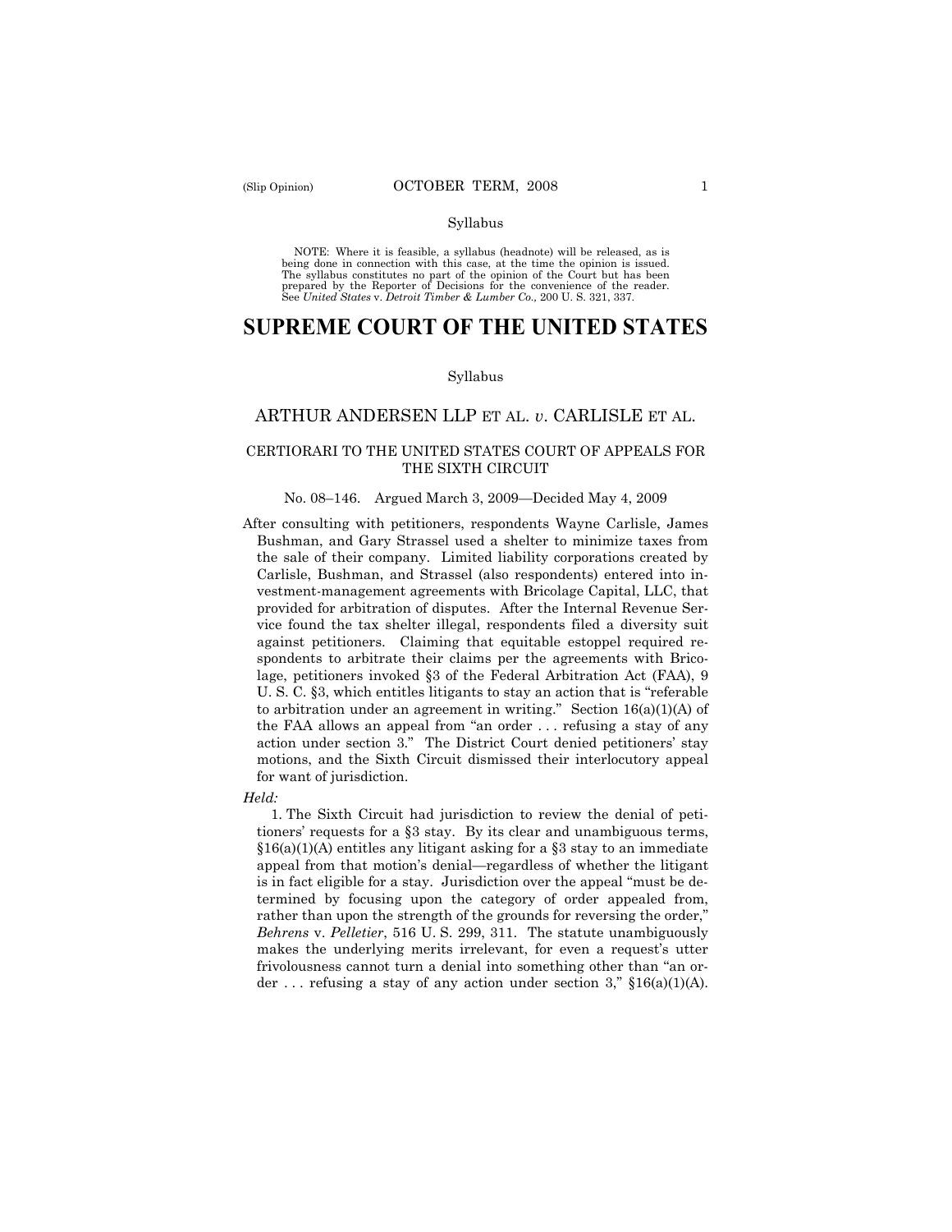Syllabus

NOTE: Where it is feasible, a syllabus (headnote) will be released, as is being done in connection with this case, at the time the opinion is issued. The syllabus constitutes no part of the opinion of the Court but has been prepared by the Reporter of Decisions for the convenience of the reader. See *United States* v. *Detroit Timber & Lumber Co.,* 200 U. S. 321, 337.

# SUPREME COURT OF THE UNITED STATES

Syllabus

## ARTHUR ANDERSEN LLP ET AL. *v*. CARLISLE ET AL.

### CERTIORARI TO THE UNITED STATES COURT OF APPEALS FOR THE SIXTH CIRCUIT

No. 08–146. Argued March 3, 2009—Decided May 4, 2009

After consulting with petitioners, respondents Wayne Carlisle, James Bushman, and Gary Strassel used a shelter to minimize taxes from the sale of their company. Limited liability corporations created by Carlisle, Bushman, and Strassel (also respondents) entered into investment-management agreements with Bricolage Capital, LLC, that provided for arbitration of disputes. After the Internal Revenue Service found the tax shelter illegal, respondents filed a diversity suit against petitioners. Claiming that equitable estoppel required respondents to arbitrate their claims per the agreements with Bricolage, petitioners invoked §3 of the Federal Arbitration Act (FAA), 9 U. S. C. §3, which entitles litigants to stay an action that is "referable to arbitration under an agreement in writing." Section 16(a)(1)(A) of the FAA allows an appeal from "an order . . . refusing a stay of any action under section 3." The District Court denied petitioners' stay motions, and the Sixth Circuit dismissed their interlocutory appeal for want of jurisdiction.

*Held:*

1. The Sixth Circuit had jurisdiction to review the denial of petitioners' requests for a §3 stay. By its clear and unambiguous terms, §16(a)(1)(A) entitles any litigant asking for a §3 stay to an immediate appeal from that motion's denial—regardless of whether the litigant is in fact eligible for a stay. Jurisdiction over the appeal "must be determined by focusing upon the category of order appealed from, rather than upon the strength of the grounds for reversing the order," *Behrens* v. *Pelletier*, 516 U. S. 299, 311. The statute unambiguously makes the underlying merits irrelevant, for even a request's utter frivolousness cannot turn a denial into something other than "an order . . . refusing a stay of any action under section 3," §16(a)(1)(A).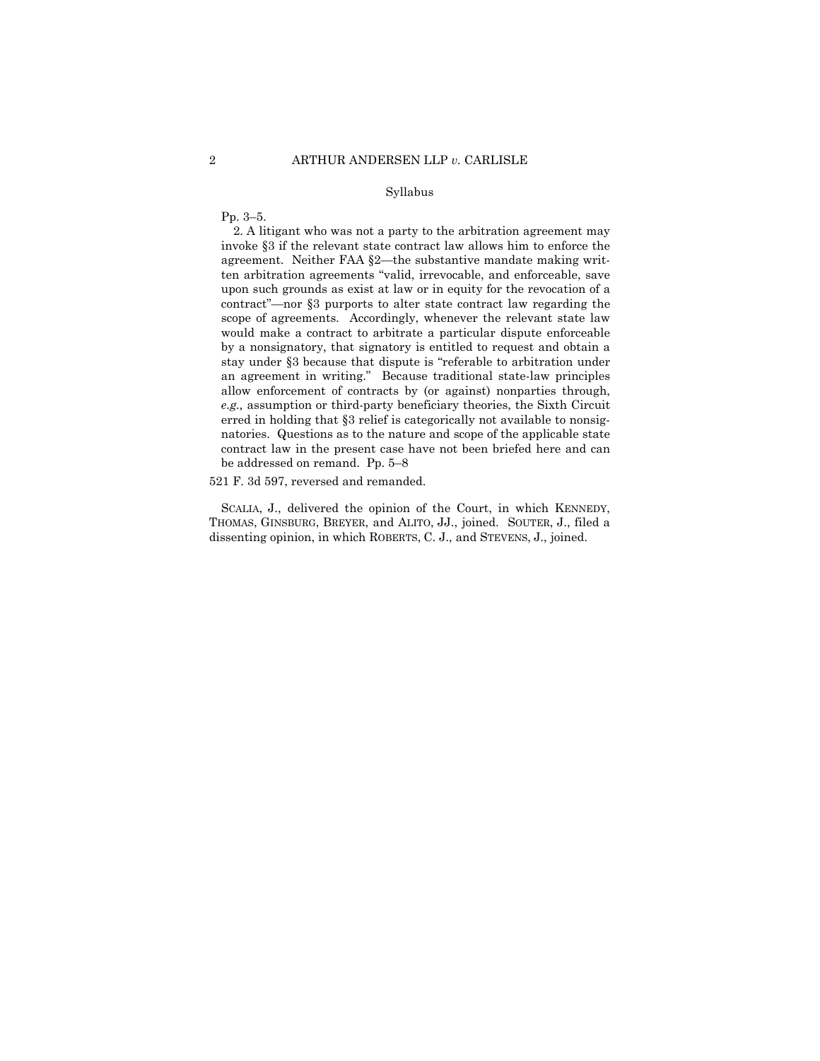Syllabus

Pp. 3–5.

2. A litigant who was not a party to the arbitration agreement may invoke §3 if the relevant state contract law allows him to enforce the agreement. Neither FAA §2—the substantive mandate making written arbitration agreements "valid, irrevocable, and enforceable, save upon such grounds as exist at law or in equity for the revocation of a contract"—nor §3 purports to alter state contract law regarding the scope of agreements. Accordingly, whenever the relevant state law would make a contract to arbitrate a particular dispute enforceable by a nonsignatory, that signatory is entitled to request and obtain a stay under §3 because that dispute is "referable to arbitration under an agreement in writing." Because traditional state-law principles allow enforcement of contracts by (or against) nonparties through, *e.g.,* assumption or third-party beneficiary theories, the Sixth Circuit erred in holding that §3 relief is categorically not available to nonsignatories. Questions as to the nature and scope of the applicable state contract law in the present case have not been briefed here and can be addressed on remand. Pp. 5–8

521 F. 3d 597, reversed and remanded.

SCALIA, J., delivered the opinion of the Court, in which KENNEDY, THOMAS, GINSBURG, BREYER, and ALITO, JJ., joined. SOUTER, J., filed a dissenting opinion, in which ROBERTS, C. J., and STEVENS, J., joined.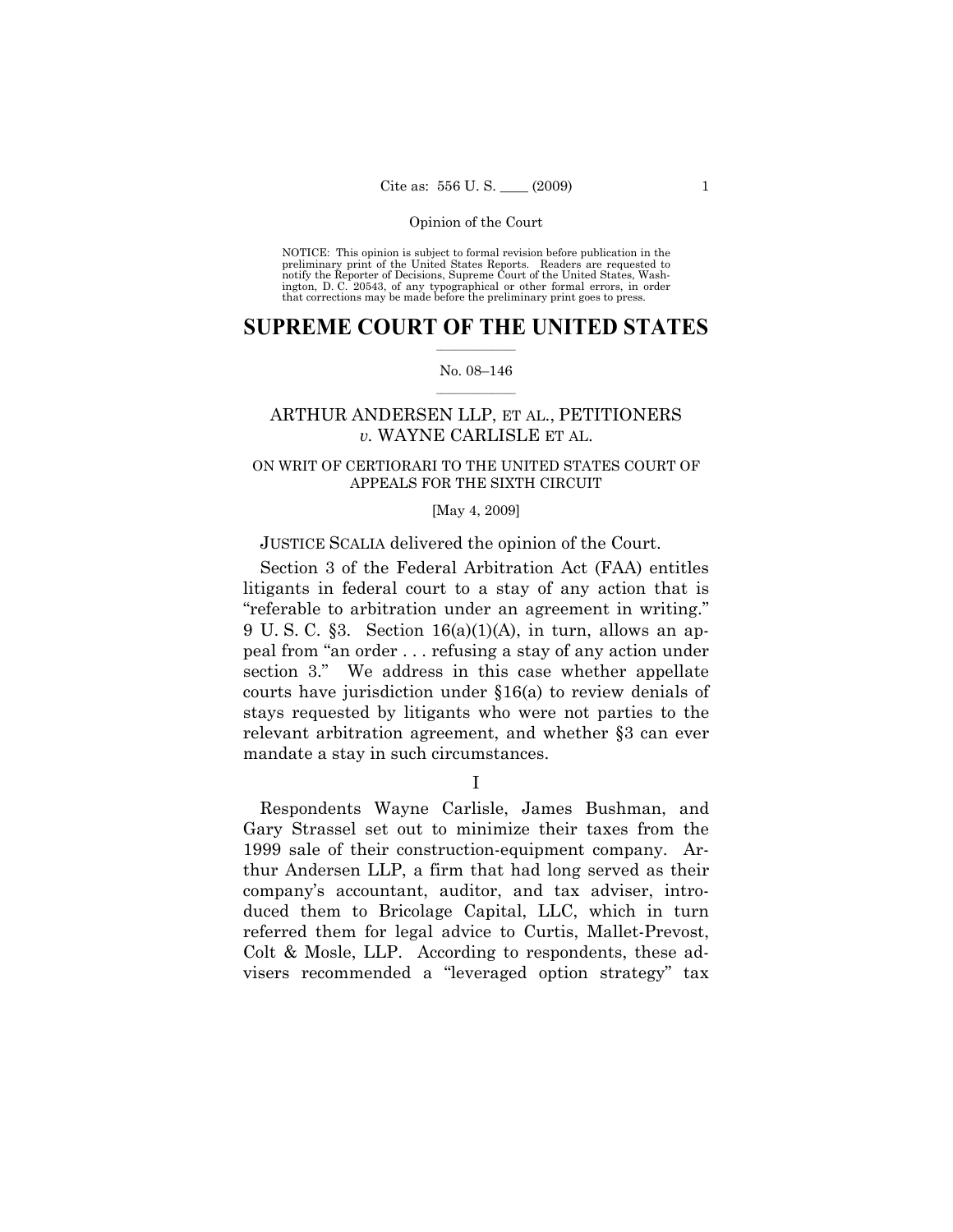Opinion of the Court

NOTICE: This opinion is subject to formal revision before publication in the preliminary print of the United States Reports. Readers are requested to notify the Reporter of Decisions, Supreme Court of the United States, Washington, D. C. 20543, of any typographical or other formal errors, in order that corrections may be made before the preliminary print goes to press.

# SUPREME COURT OF THE UNITED STATES

No. 08–146

## ARTHUR ANDERSEN LLP, ET AL., PETITIONERS *v.* WAYNE CARLISLE ET AL.

ON WRIT OF CERTIORARI TO THE UNITED STATES COURT OF APPEALS FOR THE SIXTH CIRCUIT

[May 4, 2009]

JUSTICE SCALIA delivered the opinion of the Court.

Section 3 of the Federal Arbitration Act (FAA) entitles litigants in federal court to a stay of any action that is "referable to arbitration under an agreement in writing." 9 U. S. C. §3. Section 16(a)(1)(A), in turn, allows an appeal from "an order . . . refusing a stay of any action under section 3." We address in this case whether appellate courts have jurisdiction under §16(a) to review denials of stays requested by litigants who were not parties to the relevant arbitration agreement, and whether §3 can ever mandate a stay in such circumstances.

I

Respondents Wayne Carlisle, James Bushman, and Gary Strassel set out to minimize their taxes from the 1999 sale of their construction-equipment company. Arthur Andersen LLP, a firm that had long served as their company's accountant, auditor, and tax adviser, introduced them to Bricolage Capital, LLC, which in turn referred them for legal advice to Curtis, Mallet-Prevost, Colt & Mosle, LLP. According to respondents, these advisers recommended a "leveraged option strategy" tax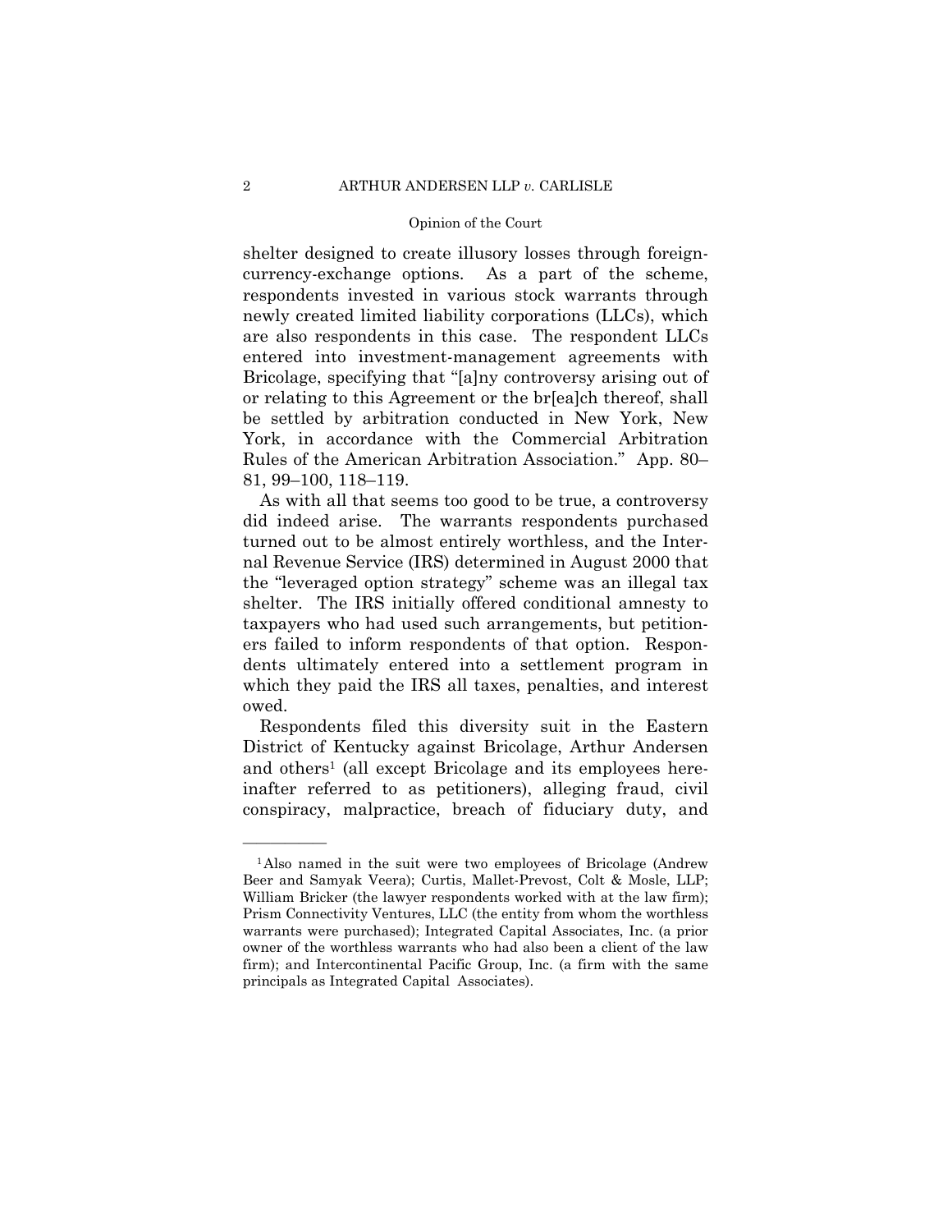shelter designed to create illusory losses through foreign-currency-exchange options. As a part of the scheme, respondents invested in various stock warrants through newly created limited liability corporations (LLCs), which are also respondents in this case. The respondent LLCs entered into investment-management agreements with Bricolage, specifying that "[a]ny controversy arising out of or relating to this Agreement or the br[ea]ch thereof, shall be settled by arbitration conducted in New York, New York, in accordance with the Commercial Arbitration Rules of the American Arbitration Association." App. 80–81, 99–100, 118–119.

As with all that seems too good to be true, a controversy did indeed arise. The warrants respondents purchased turned out to be almost entirely worthless, and the Internal Revenue Service (IRS) determined in August 2000 that the "leveraged option strategy" scheme was an illegal tax shelter. The IRS initially offered conditional amnesty to taxpayers who had used such arrangements, but petitioners failed to inform respondents of that option. Respondents ultimately entered into a settlement program in which they paid the IRS all taxes, penalties, and interest owed.

Respondents filed this diversity suit in the Eastern District of Kentucky against Bricolage, Arthur Andersen and others[1] (all except Bricolage and its employees hereinafter referred to as petitioners), alleging fraud, civil conspiracy, malpractice, breach of fiduciary duty, and

---

[1] Also named in the suit were two employees of Bricolage (Andrew Beer and Samyak Veera); Curtis, Mallet-Prevost, Colt & Mosle, LLP; William Bricker (the lawyer respondents worked with at the law firm); Prism Connectivity Ventures, LLC (the entity from whom the worthless warrants were purchased); Integrated Capital Associates, Inc. (a prior owner of the worthless warrants who had also been a client of the law firm); and Intercontinental Pacific Group, Inc. (a firm with the same principals as Integrated Capital Associates).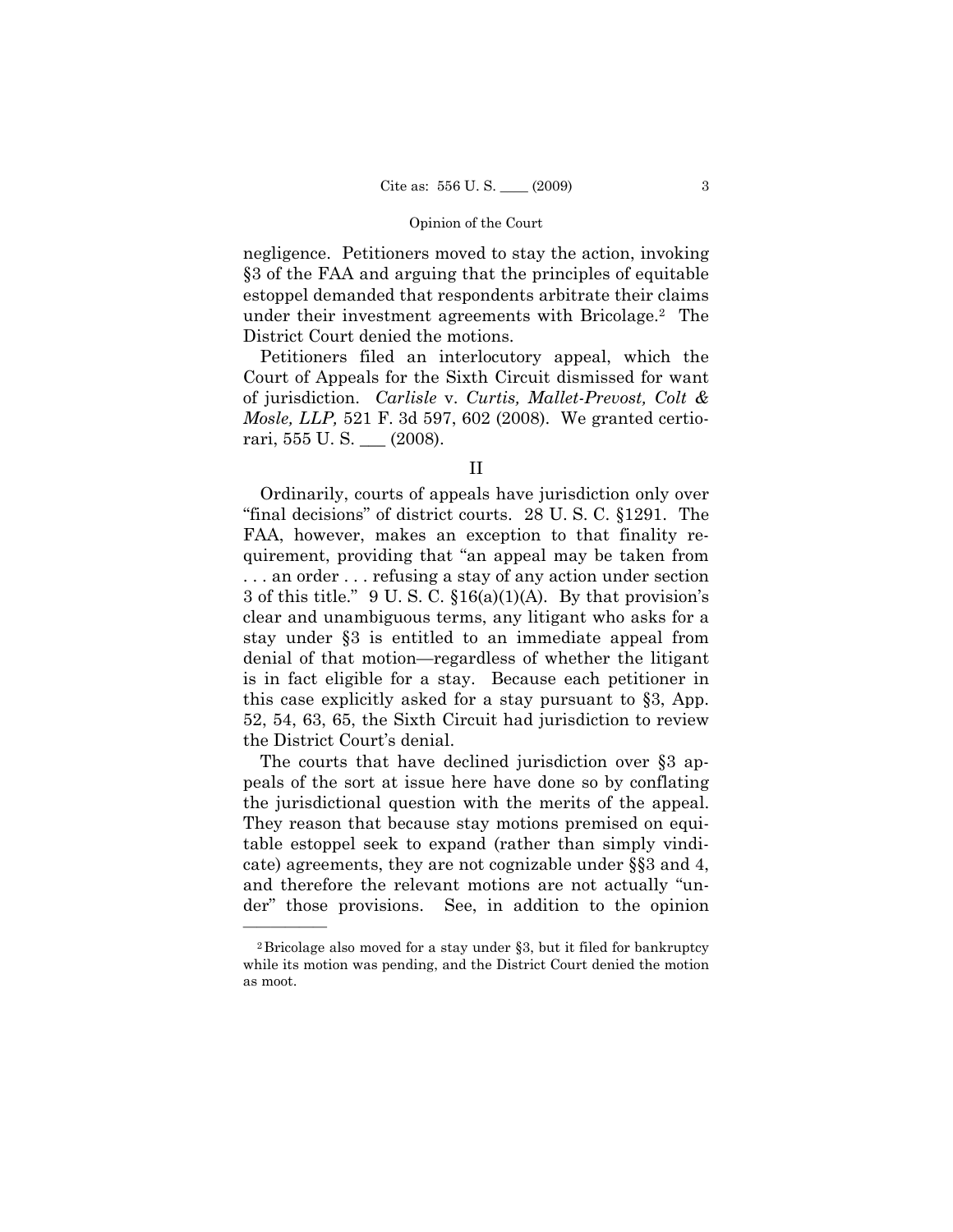negligence. Petitioners moved to stay the action, invoking §3 of the FAA and arguing that the principles of equitable estoppel demanded that respondents arbitrate their claims under their investment agreements with Bricolage.[2] The District Court denied the motions.

Petitioners filed an interlocutory appeal, which the Court of Appeals for the Sixth Circuit dismissed for want of jurisdiction. *Carlisle* v. *Curtis, Mallet-Prevost, Colt & Mosle, LLP,* 521 F. 3d 597, 602 (2008). We granted certiorari, 555 U. S. ___ (2008).

## II

Ordinarily, courts of appeals have jurisdiction only over "final decisions" of district courts. 28 U. S. C. §1291. The FAA, however, makes an exception to that finality requirement, providing that "an appeal may be taken from . . . an order . . . refusing a stay of any action under section 3 of this title." 9 U. S. C. §16(a)(1)(A). By that provision's clear and unambiguous terms, any litigant who asks for a stay under §3 is entitled to an immediate appeal from denial of that motion—regardless of whether the litigant is in fact eligible for a stay. Because each petitioner in this case explicitly asked for a stay pursuant to §3, App. 52, 54, 63, 65, the Sixth Circuit had jurisdiction to review the District Court's denial.

The courts that have declined jurisdiction over §3 appeals of the sort at issue here have done so by conflating the jurisdictional question with the merits of the appeal. They reason that because stay motions premised on equitable estoppel seek to expand (rather than simply vindicate) agreements, they are not cognizable under §§3 and 4, and therefore the relevant motions are not actually "under" those provisions. See, in addition to the opinion

---

[2] Bricolage also moved for a stay under §3, but it filed for bankruptcy while its motion was pending, and the District Court denied the motion as moot.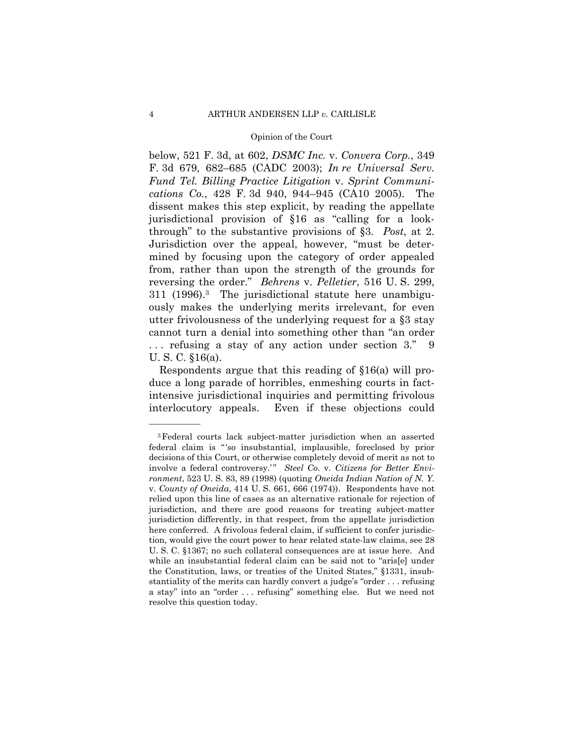below, 521 F. 3d, at 602, *DSMC Inc.* v. *Convera Corp.*, 349 F. 3d 679, 682–685 (CADC 2003); *In re Universal Serv. Fund Tel. Billing Practice Litigation* v. *Sprint Communications Co.*, 428 F. 3d 940, 944–945 (CA10 2005). The dissent makes this step explicit, by reading the appellate jurisdictional provision of §16 as "calling for a look-through" to the substantive provisions of §3. *Post*, at 2. Jurisdiction over the appeal, however, "must be determined by focusing upon the category of order appealed from, rather than upon the strength of the grounds for reversing the order." *Behrens* v. *Pelletier*, 516 U. S. 299, 311 (1996).[3] The jurisdictional statute here unambiguously makes the underlying merits irrelevant, for even utter frivolousness of the underlying request for a §3 stay cannot turn a denial into something other than "an order . . . refusing a stay of any action under section 3." 9 U. S. C. §16(a).

Respondents argue that this reading of §16(a) will produce a long parade of horribles, enmeshing courts in fact-intensive jurisdictional inquiries and permitting frivolous interlocutory appeals. Even if these objections could

---

[3] Federal courts lack subject-matter jurisdiction when an asserted federal claim is "'so insubstantial, implausible, foreclosed by prior decisions of this Court, or otherwise completely devoid of merit as not to involve a federal controversy.'" *Steel Co.* v. *Citizens for Better Environment*, 523 U. S. 83, 89 (1998) (quoting *Oneida Indian Nation of N. Y.* v. *County of Oneida*, 414 U. S. 661, 666 (1974)). Respondents have not relied upon this line of cases as an alternative rationale for rejection of jurisdiction, and there are good reasons for treating subject-matter jurisdiction differently, in that respect, from the appellate jurisdiction here conferred. A frivolous federal claim, if sufficient to confer jurisdiction, would give the court power to hear related state-law claims, see 28 U. S. C. §1367; no such collateral consequences are at issue here. And while an insubstantial federal claim can be said not to "aris[e] under the Constitution, laws, or treaties of the United States," §1331, insubstantiality of the merits can hardly convert a judge's "order . . . refusing a stay" into an "order . . . refusing" something else. But we need not resolve this question today.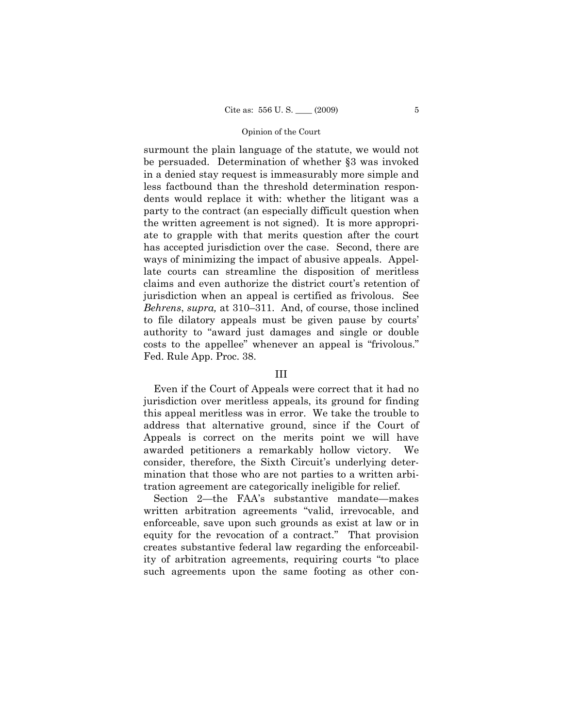surmount the plain language of the statute, we would not be persuaded. Determination of whether §3 was invoked in a denied stay request is immeasurably more simple and less factbound than the threshold determination respondents would replace it with: whether the litigant was a party to the contract (an especially difficult question when the written agreement is not signed). It is more appropriate to grapple with that merits question after the court has accepted jurisdiction over the case. Second, there are ways of minimizing the impact of abusive appeals. Appellate courts can streamline the disposition of meritless claims and even authorize the district court's retention of jurisdiction when an appeal is certified as frivolous. See *Behrens*, *supra,* at 310–311. And, of course, those inclined to file dilatory appeals must be given pause by courts' authority to "award just damages and single or double costs to the appellee" whenever an appeal is "frivolous." Fed. Rule App. Proc. 38.

## III

Even if the Court of Appeals were correct that it had no jurisdiction over meritless appeals, its ground for finding this appeal meritless was in error. We take the trouble to address that alternative ground, since if the Court of Appeals is correct on the merits point we will have awarded petitioners a remarkably hollow victory. We consider, therefore, the Sixth Circuit's underlying determination that those who are not parties to a written arbitration agreement are categorically ineligible for relief.

Section 2—the FAA's substantive mandate—makes written arbitration agreements "valid, irrevocable, and enforceable, save upon such grounds as exist at law or in equity for the revocation of a contract." That provision creates substantive federal law regarding the enforceability of arbitration agreements, requiring courts "to place such agreements upon the same footing as other con-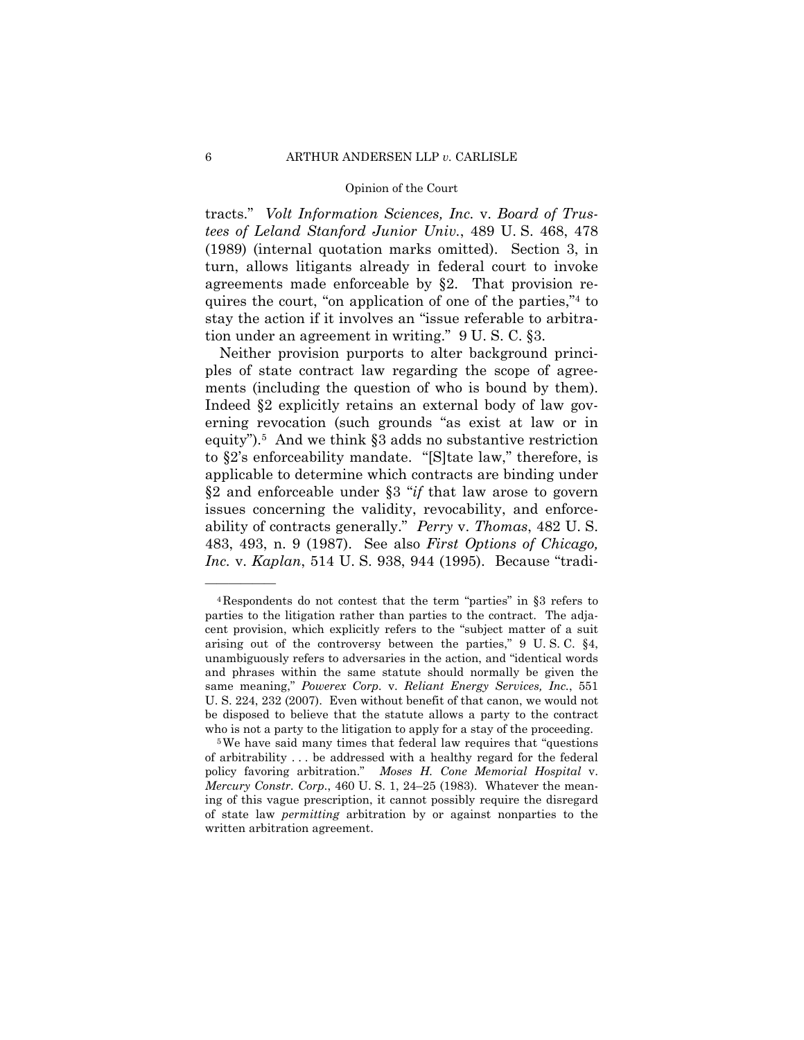tracts." *Volt Information Sciences, Inc.* v. *Board of Trustees of Leland Stanford Junior Univ.*, 489 U. S. 468, 478 (1989) (internal quotation marks omitted). Section 3, in turn, allows litigants already in federal court to invoke agreements made enforceable by §2. That provision requires the court, "on application of one of the parties,"[4] to stay the action if it involves an "issue referable to arbitration under an agreement in writing." 9 U. S. C. §3.

Neither provision purports to alter background principles of state contract law regarding the scope of agreements (including the question of who is bound by them). Indeed §2 explicitly retains an external body of law governing revocation (such grounds "as exist at law or in equity").[5] And we think §3 adds no substantive restriction to §2's enforceability mandate. "[S]tate law," therefore, is applicable to determine which contracts are binding under §2 and enforceable under §3 "*if* that law arose to govern issues concerning the validity, revocability, and enforceability of contracts generally." *Perry* v. *Thomas*, 482 U. S. 483, 493, n. 9 (1987). See also *First Options of Chicago, Inc.* v. *Kaplan*, 514 U. S. 938, 944 (1995). Because "tradi-

---

[4] Respondents do not contest that the term "parties" in §3 refers to parties to the litigation rather than parties to the contract. The adjacent provision, which explicitly refers to the "subject matter of a suit arising out of the controversy between the parties," 9 U. S. C. §4, unambiguously refers to adversaries in the action, and "identical words and phrases within the same statute should normally be given the same meaning," *Powerex Corp.* v. *Reliant Energy Services, Inc.*, 551 U. S. 224, 232 (2007). Even without benefit of that canon, we would not be disposed to believe that the statute allows a party to the contract who is not a party to the litigation to apply for a stay of the proceeding.

[5] We have said many times that federal law requires that "questions of arbitrability . . . be addressed with a healthy regard for the federal policy favoring arbitration." *Moses H. Cone Memorial Hospital* v. *Mercury Constr. Corp.*, 460 U. S. 1, 24–25 (1983). Whatever the meaning of this vague prescription, it cannot possibly require the disregard of state law *permitting* arbitration by or against nonparties to the written arbitration agreement.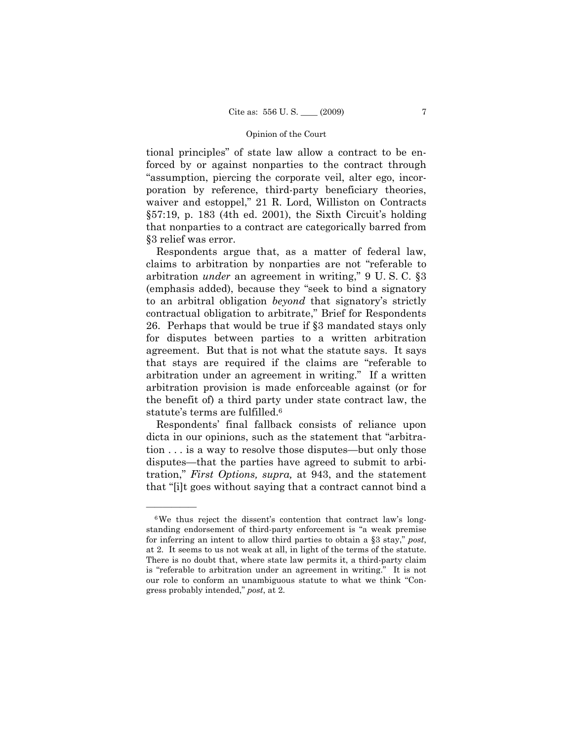tional principles" of state law allow a contract to be enforced by or against nonparties to the contract through "assumption, piercing the corporate veil, alter ego, incorporation by reference, third-party beneficiary theories, waiver and estoppel," 21 R. Lord, Williston on Contracts §57:19, p. 183 (4th ed. 2001), the Sixth Circuit's holding that nonparties to a contract are categorically barred from §3 relief was error.

Respondents argue that, as a matter of federal law, claims to arbitration by nonparties are not "referable to arbitration *under* an agreement in writing," 9 U. S. C. §3 (emphasis added), because they "seek to bind a signatory to an arbitral obligation *beyond* that signatory's strictly contractual obligation to arbitrate," Brief for Respondents 26. Perhaps that would be true if §3 mandated stays only for disputes between parties to a written arbitration agreement. But that is not what the statute says. It says that stays are required if the claims are "referable to arbitration under an agreement in writing." If a written arbitration provision is made enforceable against (or for the benefit of) a third party under state contract law, the statute's terms are fulfilled.[6]

Respondents' final fallback consists of reliance upon dicta in our opinions, such as the statement that "arbitration . . . is a way to resolve those disputes—but only those disputes—that the parties have agreed to submit to arbitration," *First Options, supra,* at 943, and the statement that "[i]t goes without saying that a contract cannot bind a

---

[6] We thus reject the dissent's contention that contract law's longstanding endorsement of third-party enforcement is "a weak premise for inferring an intent to allow third parties to obtain a §3 stay," *post*, at 2. It seems to us not weak at all, in light of the terms of the statute. There is no doubt that, where state law permits it, a third-party claim is "referable to arbitration under an agreement in writing." It is not our role to conform an unambiguous statute to what we think "Congress probably intended," *post*, at 2.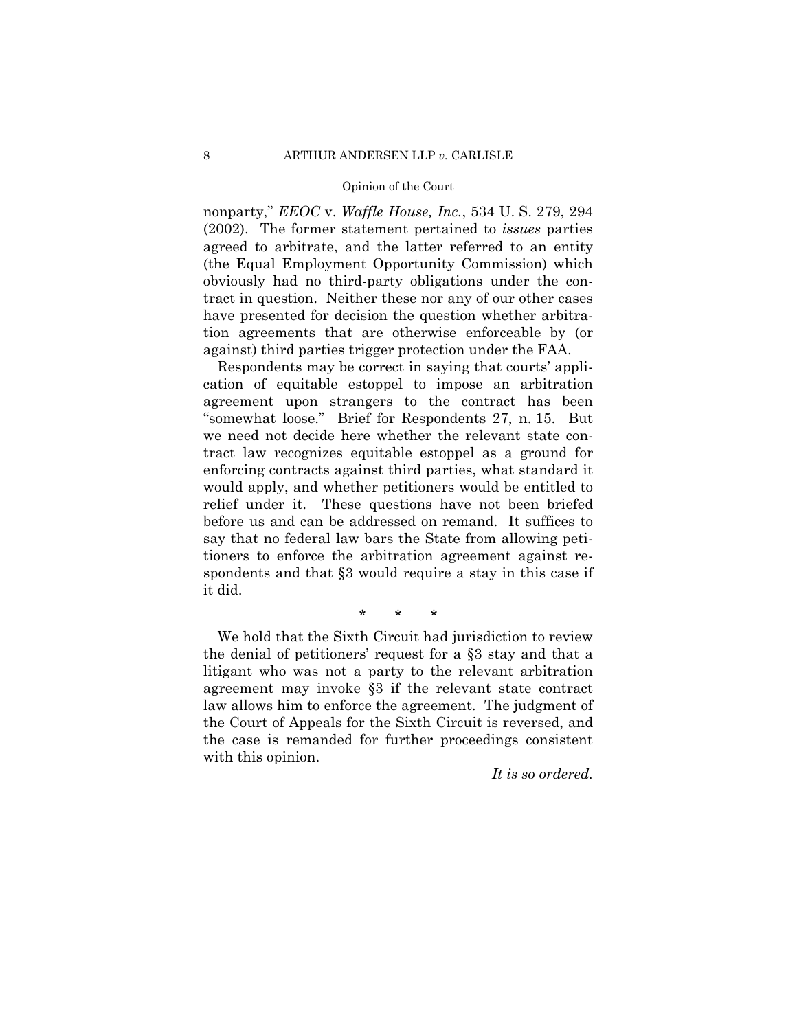nonparty," *EEOC* v. *Waffle House, Inc.*, 534 U. S. 279, 294 (2002). The former statement pertained to *issues* parties agreed to arbitrate, and the latter referred to an entity (the Equal Employment Opportunity Commission) which obviously had no third-party obligations under the contract in question. Neither these nor any of our other cases have presented for decision the question whether arbitration agreements that are otherwise enforceable by (or against) third parties trigger protection under the FAA.

Respondents may be correct in saying that courts' application of equitable estoppel to impose an arbitration agreement upon strangers to the contract has been "somewhat loose." Brief for Respondents 27, n. 15. But we need not decide here whether the relevant state contract law recognizes equitable estoppel as a ground for enforcing contracts against third parties, what standard it would apply, and whether petitioners would be entitled to relief under it. These questions have not been briefed before us and can be addressed on remand. It suffices to say that no federal law bars the State from allowing petitioners to enforce the arbitration agreement against respondents and that §3 would require a stay in this case if it did.

\* \* \*

We hold that the Sixth Circuit had jurisdiction to review the denial of petitioners' request for a §3 stay and that a litigant who was not a party to the relevant arbitration agreement may invoke §3 if the relevant state contract law allows him to enforce the agreement. The judgment of the Court of Appeals for the Sixth Circuit is reversed, and the case is remanded for further proceedings consistent with this opinion.

*It is so ordered.*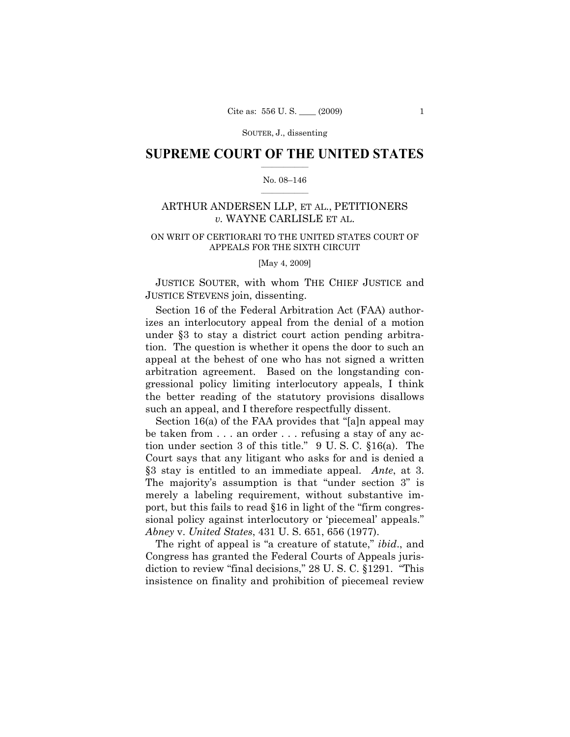# SUPREME COURT OF THE UNITED STATES

No. 08–146

ARTHUR ANDERSEN LLP, ET AL., PETITIONERS *v.* WAYNE CARLISLE ET AL.

ON WRIT OF CERTIORARI TO THE UNITED STATES COURT OF APPEALS FOR THE SIXTH CIRCUIT

[May 4, 2009]

JUSTICE SOUTER, with whom THE CHIEF JUSTICE and JUSTICE STEVENS join, dissenting.

Section 16 of the Federal Arbitration Act (FAA) authorizes an interlocutory appeal from the denial of a motion under §3 to stay a district court action pending arbitration. The question is whether it opens the door to such an appeal at the behest of one who has not signed a written arbitration agreement. Based on the longstanding congressional policy limiting interlocutory appeals, I think the better reading of the statutory provisions disallows such an appeal, and I therefore respectfully dissent.

Section 16(a) of the FAA provides that "[a]n appeal may be taken from . . . an order . . . refusing a stay of any action under section 3 of this title." 9 U. S. C. §16(a). The Court says that any litigant who asks for and is denied a §3 stay is entitled to an immediate appeal. *Ante*, at 3. The majority's assumption is that "under section 3" is merely a labeling requirement, without substantive import, but this fails to read §16 in light of the "firm congressional policy against interlocutory or 'piecemeal' appeals." *Abney* v. *United States*, 431 U. S. 651, 656 (1977).

The right of appeal is "a creature of statute," *ibid*., and Congress has granted the Federal Courts of Appeals jurisdiction to review "final decisions," 28 U. S. C. §1291. "This insistence on finality and prohibition of piecemeal review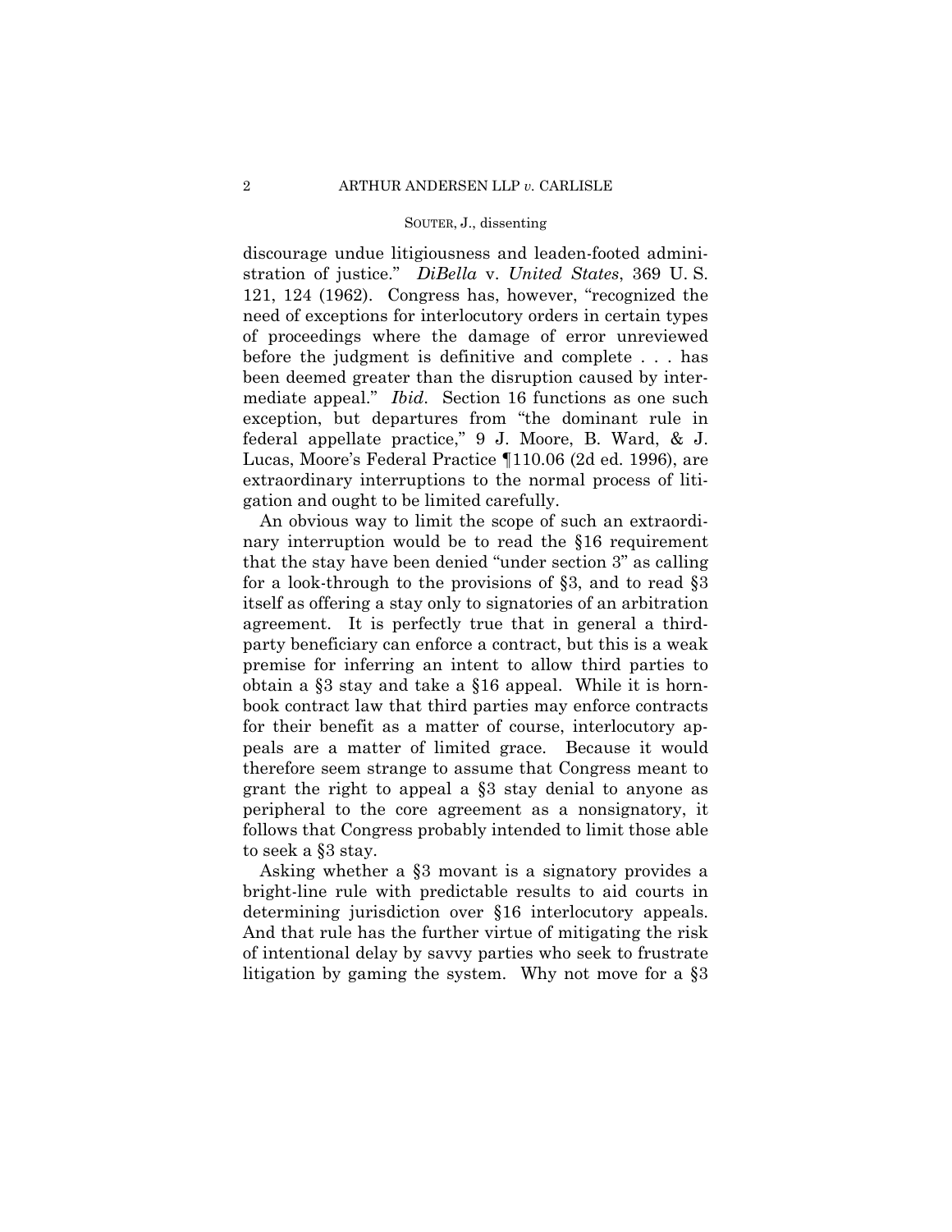discourage undue litigiousness and leaden-footed administration of justice." *DiBella* v. *United States*, 369 U. S. 121, 124 (1962). Congress has, however, "recognized the need of exceptions for interlocutory orders in certain types of proceedings where the damage of error unreviewed before the judgment is definitive and complete . . . has been deemed greater than the disruption caused by intermediate appeal." *Ibid*. Section 16 functions as one such exception, but departures from "the dominant rule in federal appellate practice," 9 J. Moore, B. Ward, & J. Lucas, Moore's Federal Practice ¶110.06 (2d ed. 1996), are extraordinary interruptions to the normal process of litigation and ought to be limited carefully.

An obvious way to limit the scope of such an extraordinary interruption would be to read the §16 requirement that the stay have been denied "under section 3" as calling for a look-through to the provisions of §3, and to read §3 itself as offering a stay only to signatories of an arbitration agreement. It is perfectly true that in general a third-party beneficiary can enforce a contract, but this is a weak premise for inferring an intent to allow third parties to obtain a §3 stay and take a §16 appeal. While it is hornbook contract law that third parties may enforce contracts for their benefit as a matter of course, interlocutory appeals are a matter of limited grace. Because it would therefore seem strange to assume that Congress meant to grant the right to appeal a §3 stay denial to anyone as peripheral to the core agreement as a nonsignatory, it follows that Congress probably intended to limit those able to seek a §3 stay.

Asking whether a §3 movant is a signatory provides a bright-line rule with predictable results to aid courts in determining jurisdiction over §16 interlocutory appeals. And that rule has the further virtue of mitigating the risk of intentional delay by savvy parties who seek to frustrate litigation by gaming the system. Why not move for a §3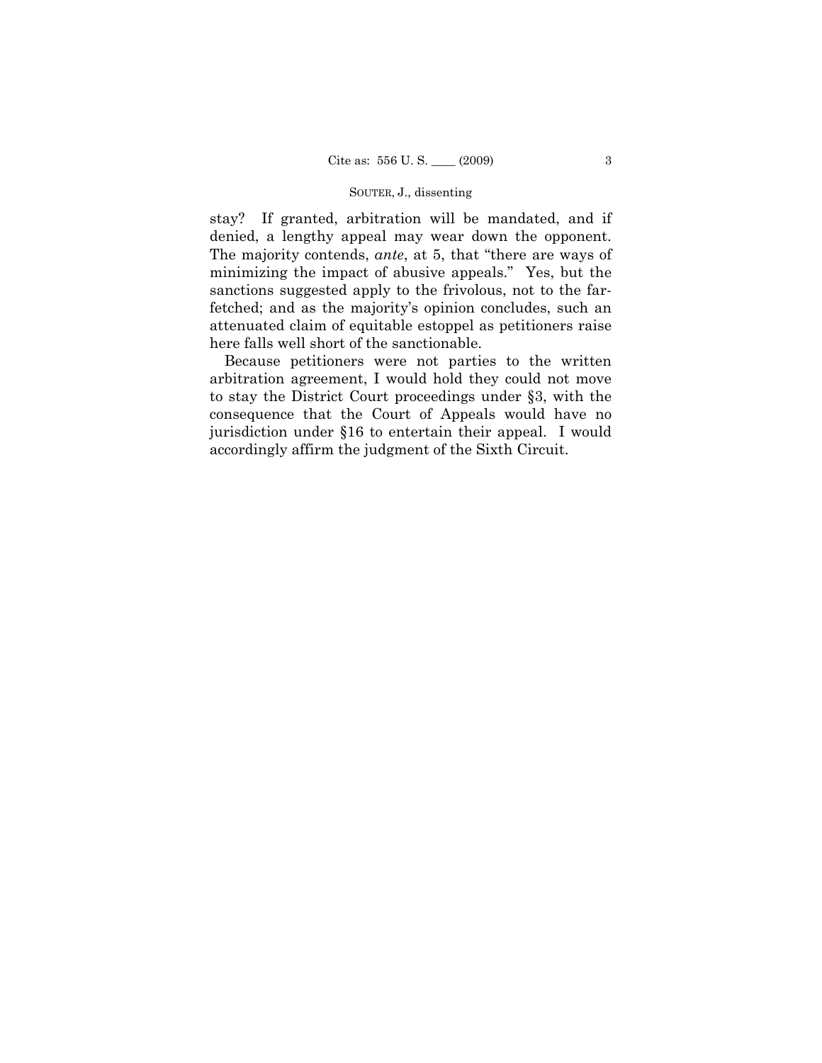stay? If granted, arbitration will be mandated, and if denied, a lengthy appeal may wear down the opponent. The majority contends, *ante*, at 5, that "there are ways of minimizing the impact of abusive appeals." Yes, but the sanctions suggested apply to the frivolous, not to the far-fetched; and as the majority's opinion concludes, such an attenuated claim of equitable estoppel as petitioners raise here falls well short of the sanctionable.

Because petitioners were not parties to the written arbitration agreement, I would hold they could not move to stay the District Court proceedings under §3, with the consequence that the Court of Appeals would have no jurisdiction under §16 to entertain their appeal. I would accordingly affirm the judgment of the Sixth Circuit.